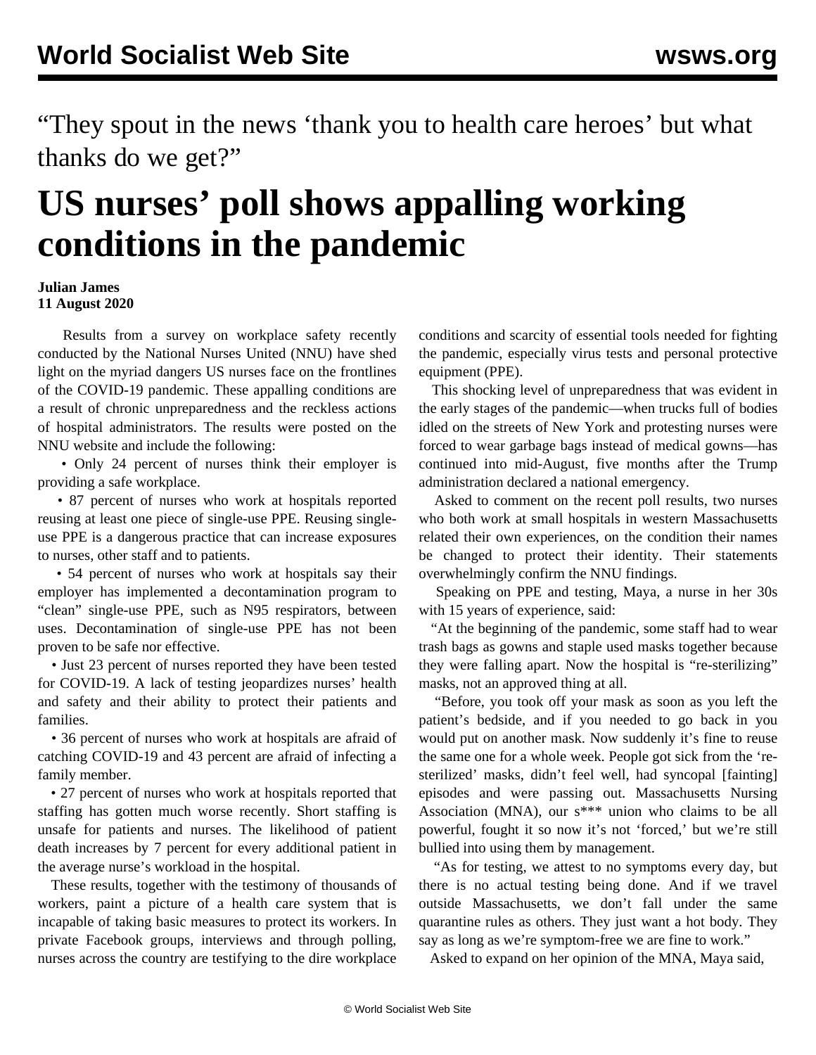“They spout in the news ‘thank you to health care heroes’ but what thanks do we get?”

# US nurses’ poll shows appalling working conditions in the pandemic

**Julian James**
**11 August 2020**

Results from a survey on workplace safety recently conducted by the National Nurses United (NNU) have shed light on the myriad dangers US nurses face on the frontlines of the COVID-19 pandemic. These appalling conditions are a result of chronic unpreparedness and the reckless actions of hospital administrators. The results were posted on the NNU website and include the following:

- Only 24 percent of nurses think their employer is providing a safe workplace.
- 87 percent of nurses who work at hospitals reported reusing at least one piece of single-use PPE. Reusing single-use PPE is a dangerous practice that can increase exposures to nurses, other staff and to patients.
- 54 percent of nurses who work at hospitals say their employer has implemented a decontamination program to “clean” single-use PPE, such as N95 respirators, between uses. Decontamination of single-use PPE has not been proven to be safe nor effective.
- Just 23 percent of nurses reported they have been tested for COVID-19. A lack of testing jeopardizes nurses’ health and safety and their ability to protect their patients and families.
- 36 percent of nurses who work at hospitals are afraid of catching COVID-19 and 43 percent are afraid of infecting a family member.
- 27 percent of nurses who work at hospitals reported that staffing has gotten much worse recently. Short staffing is unsafe for patients and nurses. The likelihood of patient death increases by 7 percent for every additional patient in the average nurse’s workload in the hospital.

These results, together with the testimony of thousands of workers, paint a picture of a health care system that is incapable of taking basic measures to protect its workers. In private Facebook groups, interviews and through polling, nurses across the country are testifying to the dire workplace conditions and scarcity of essential tools needed for fighting the pandemic, especially virus tests and personal protective equipment (PPE).

This shocking level of unpreparedness that was evident in the early stages of the pandemic—when trucks full of bodies idled on the streets of New York and protesting nurses were forced to wear garbage bags instead of medical gowns—has continued into mid-August, five months after the Trump administration declared a national emergency.

Asked to comment on the recent poll results, two nurses who both work at small hospitals in western Massachusetts related their own experiences, on the condition their names be changed to protect their identity. Their statements overwhelmingly confirm the NNU findings.

Speaking on PPE and testing, Maya, a nurse in her 30s with 15 years of experience, said:

“At the beginning of the pandemic, some staff had to wear trash bags as gowns and staple used masks together because they were falling apart. Now the hospital is “re-sterilizing” masks, not an approved thing at all.

“Before, you took off your mask as soon as you left the patient’s bedside, and if you needed to go back in you would put on another mask. Now suddenly it’s fine to reuse the same one for a whole week. People got sick from the ‘re-sterilized’ masks, didn’t feel well, had syncopal [fainting] episodes and were passing out. Massachusetts Nursing Association (MNA), our s*** union who claims to be all powerful, fought it so now it’s not ‘forced,’ but we’re still bullied into using them by management.

“As for testing, we attest to no symptoms every day, but there is no actual testing being done. And if we travel outside Massachusetts, we don’t fall under the same quarantine rules as others. They just want a hot body. They say as long as we’re symptom-free we are fine to work.”

Asked to expand on her opinion of the MNA, Maya said,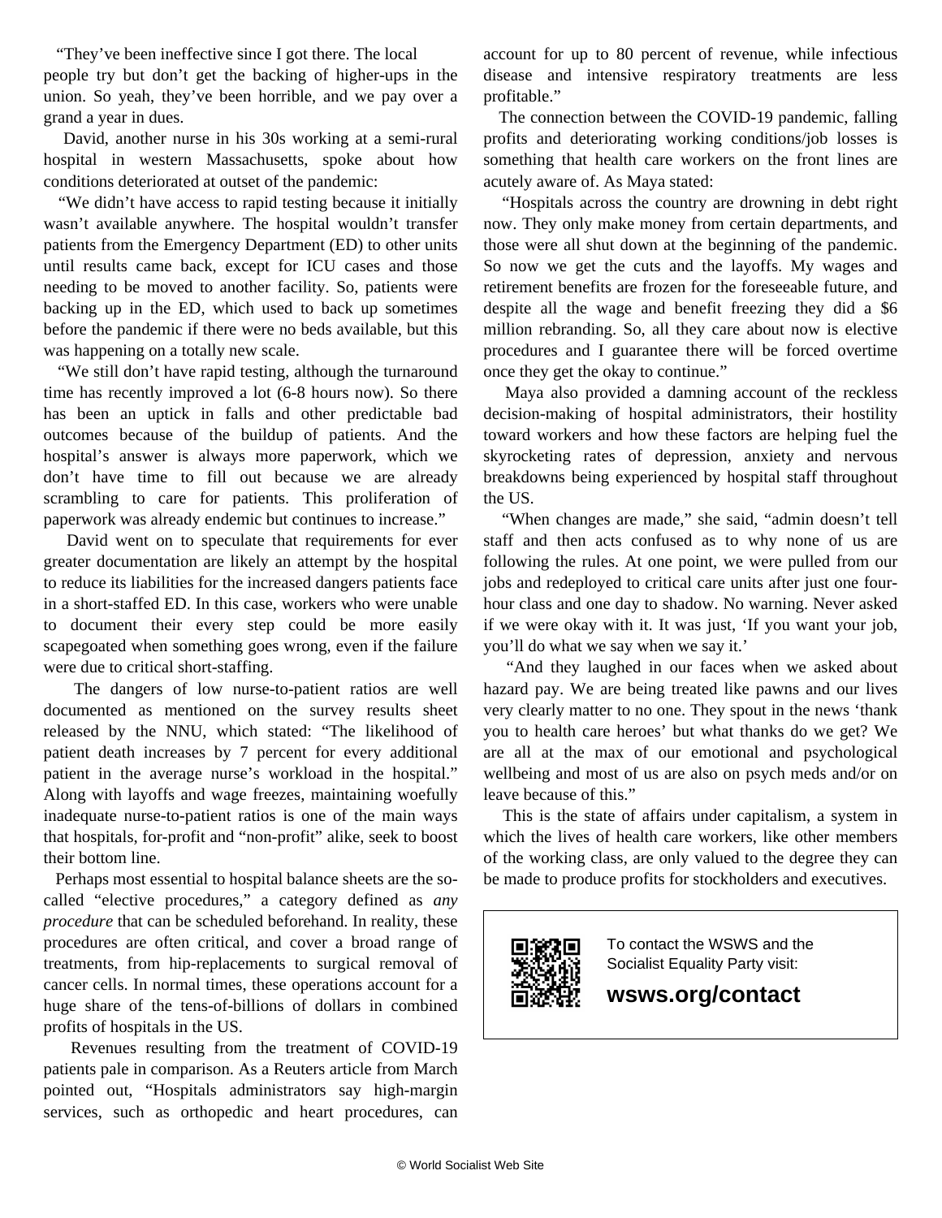"They've been ineffective since I got there. The local people try but don't get the backing of higher-ups in the union. So yeah, they've been horrible, and we pay over a grand a year in dues.

David, another nurse in his 30s working at a semi-rural hospital in western Massachusetts, spoke about how conditions deteriorated at outset of the pandemic:

"We didn't have access to rapid testing because it initially wasn't available anywhere. The hospital wouldn't transfer patients from the Emergency Department (ED) to other units until results came back, except for ICU cases and those needing to be moved to another facility. So, patients were backing up in the ED, which used to back up sometimes before the pandemic if there were no beds available, but this was happening on a totally new scale.

"We still don't have rapid testing, although the turnaround time has recently improved a lot (6-8 hours now). So there has been an uptick in falls and other predictable bad outcomes because of the buildup of patients. And the hospital's answer is always more paperwork, which we don't have time to fill out because we are already scrambling to care for patients. This proliferation of paperwork was already endemic but continues to increase."

David went on to speculate that requirements for ever greater documentation are likely an attempt by the hospital to reduce its liabilities for the increased dangers patients face in a short-staffed ED. In this case, workers who were unable to document their every step could be more easily scapegoated when something goes wrong, even if the failure were due to critical short-staffing.

The dangers of low nurse-to-patient ratios are well documented as mentioned on the survey results sheet released by the NNU, which stated: "The likelihood of patient death increases by 7 percent for every additional patient in the average nurse's workload in the hospital." Along with layoffs and wage freezes, maintaining woefully inadequate nurse-to-patient ratios is one of the main ways that hospitals, for-profit and "non-profit" alike, seek to boost their bottom line.

Perhaps most essential to hospital balance sheets are the so-called "elective procedures," a category defined as *any procedure* that can be scheduled beforehand. In reality, these procedures are often critical, and cover a broad range of treatments, from hip-replacements to surgical removal of cancer cells. In normal times, these operations account for a huge share of the tens-of-billions of dollars in combined profits of hospitals in the US.

Revenues resulting from the treatment of COVID-19 patients pale in comparison. As a Reuters article from March pointed out, "Hospitals administrators say high-margin services, such as orthopedic and heart procedures, can account for up to 80 percent of revenue, while infectious disease and intensive respiratory treatments are less profitable."

The connection between the COVID-19 pandemic, falling profits and deteriorating working conditions/job losses is something that health care workers on the front lines are acutely aware of. As Maya stated:

"Hospitals across the country are drowning in debt right now. They only make money from certain departments, and those were all shut down at the beginning of the pandemic. So now we get the cuts and the layoffs. My wages and retirement benefits are frozen for the foreseeable future, and despite all the wage and benefit freezing they did a $6 million rebranding. So, all they care about now is elective procedures and I guarantee there will be forced overtime once they get the okay to continue."

Maya also provided a damning account of the reckless decision-making of hospital administrators, their hostility toward workers and how these factors are helping fuel the skyrocketing rates of depression, anxiety and nervous breakdowns being experienced by hospital staff throughout the US.

"When changes are made," she said, "admin doesn't tell staff and then acts confused as to why none of us are following the rules. At one point, we were pulled from our jobs and redeployed to critical care units after just one four-hour class and one day to shadow. No warning. Never asked if we were okay with it. It was just, 'If you want your job, you'll do what we say when we say it.'

"And they laughed in our faces when we asked about hazard pay. We are being treated like pawns and our lives very clearly matter to no one. They spout in the news 'thank you to health care heroes' but what thanks do we get? We are all at the max of our emotional and psychological wellbeing and most of us are also on psych meds and/or on leave because of this."

This is the state of affairs under capitalism, a system in which the lives of health care workers, like other members of the working class, are only valued to the degree they can be made to produce profits for stockholders and executives.

To contact the WSWS and the Socialist Equality Party visit:

**wsws.org/contact**